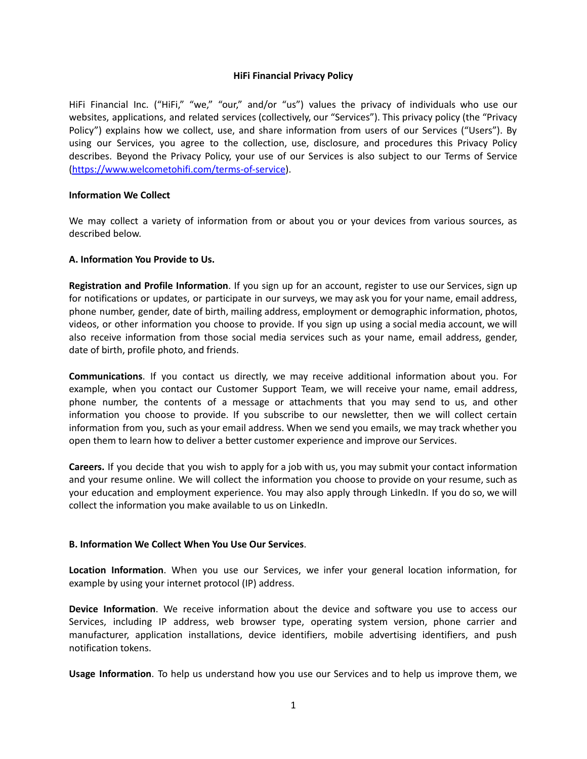# HiFi Financial Privacy Policy

HiFi Financial Inc. ("HiFi," "we," "our," and/or "us") values the privacy of individuals who use our websites, applications, and related services (collectively, our "Services"). This privacy policy (the "Privacy Policy") explains how we collect, use, and share information from users of our Services ("Users"). By using our Services, you agree to the collection, use, disclosure, and procedures this Privacy Policy describes. Beyond the Privacy Policy, your use of our Services is also subject to our Terms of Service (https://www.welcometohifi.com/terms-of-service).

## Information We Collect

We may collect a variety of information from or about you or your devices from various sources, as described below.

### A. Information You Provide to Us.

**Registration and Profile Information**. If you sign up for an account, register to use our Services, sign up for notifications or updates, or participate in our surveys, we may ask you for your name, email address, phone number, gender, date of birth, mailing address, employment or demographic information, photos, videos, or other information you choose to provide. If you sign up using a social media account, we will also receive information from those social media services such as your name, email address, gender, date of birth, profile photo, and friends.

**Communications**. If you contact us directly, we may receive additional information about you. For example, when you contact our Customer Support Team, we will receive your name, email address, phone number, the contents of a message or attachments that you may send to us, and other information you choose to provide. If you subscribe to our newsletter, then we will collect certain information from you, such as your email address. When we send you emails, we may track whether you open them to learn how to deliver a better customer experience and improve our Services.

**Careers.** If you decide that you wish to apply for a job with us, you may submit your contact information and your resume online. We will collect the information you choose to provide on your resume, such as your education and employment experience. You may also apply through LinkedIn. If you do so, we will collect the information you make available to us on LinkedIn.

### B. Information We Collect When You Use Our Services.

**Location Information**. When you use our Services, we infer your general location information, for example by using your internet protocol (IP) address.

**Device Information**. We receive information about the device and software you use to access our Services, including IP address, web browser type, operating system version, phone carrier and manufacturer, application installations, device identifiers, mobile advertising identifiers, and push notification tokens.

**Usage Information**. To help us understand how you use our Services and to help us improve them, we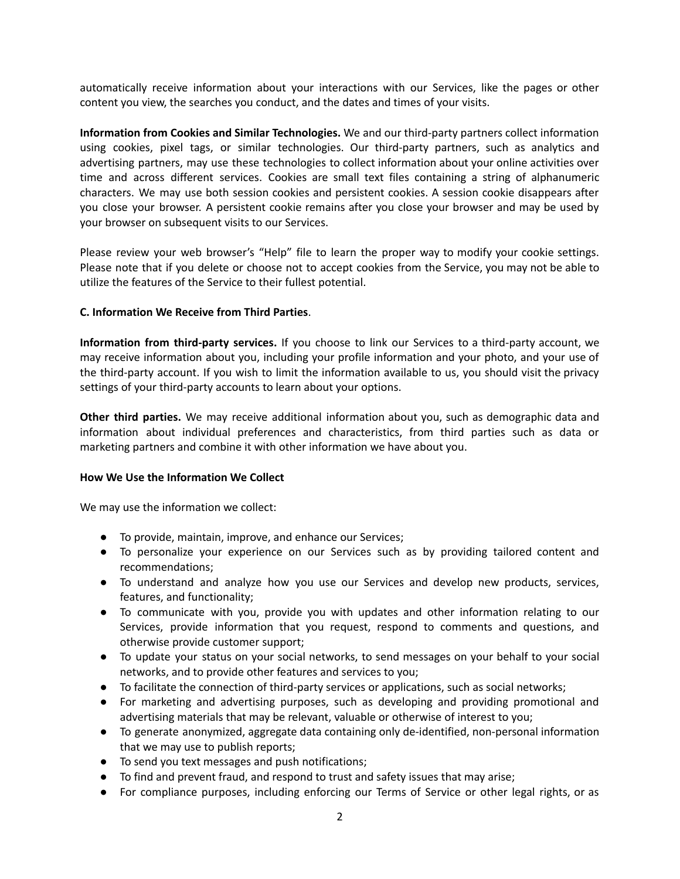automatically receive information about your interactions with our Services, like the pages or other content you view, the searches you conduct, and the dates and times of your visits.

**Information from Cookies and Similar Technologies.** We and our third-party partners collect information using cookies, pixel tags, or similar technologies. Our third-party partners, such as analytics and advertising partners, may use these technologies to collect information about your online activities over time and across different services. Cookies are small text files containing a string of alphanumeric characters. We may use both session cookies and persistent cookies. A session cookie disappears after you close your browser. A persistent cookie remains after you close your browser and may be used by your browser on subsequent visits to our Services.

Please review your web browser's "Help" file to learn the proper way to modify your cookie settings. Please note that if you delete or choose not to accept cookies from the Service, you may not be able to utilize the features of the Service to their fullest potential.

**C. Information We Receive from Third Parties**.

**Information from third-party services.** If you choose to link our Services to a third-party account, we may receive information about you, including your profile information and your photo, and your use of the third-party account. If you wish to limit the information available to us, you should visit the privacy settings of your third-party accounts to learn about your options.

**Other third parties.** We may receive additional information about you, such as demographic data and information about individual preferences and characteristics, from third parties such as data or marketing partners and combine it with other information we have about you.

**How We Use the Information We Collect**

We may use the information we collect:

- To provide, maintain, improve, and enhance our Services;
- To personalize your experience on our Services such as by providing tailored content and recommendations;
- To understand and analyze how you use our Services and develop new products, services, features, and functionality;
- To communicate with you, provide you with updates and other information relating to our Services, provide information that you request, respond to comments and questions, and otherwise provide customer support;
- To update your status on your social networks, to send messages on your behalf to your social networks, and to provide other features and services to you;
- To facilitate the connection of third-party services or applications, such as social networks;
- For marketing and advertising purposes, such as developing and providing promotional and advertising materials that may be relevant, valuable or otherwise of interest to you;
- To generate anonymized, aggregate data containing only de-identified, non-personal information that we may use to publish reports;
- To send you text messages and push notifications;
- To find and prevent fraud, and respond to trust and safety issues that may arise;
- For compliance purposes, including enforcing our Terms of Service or other legal rights, or as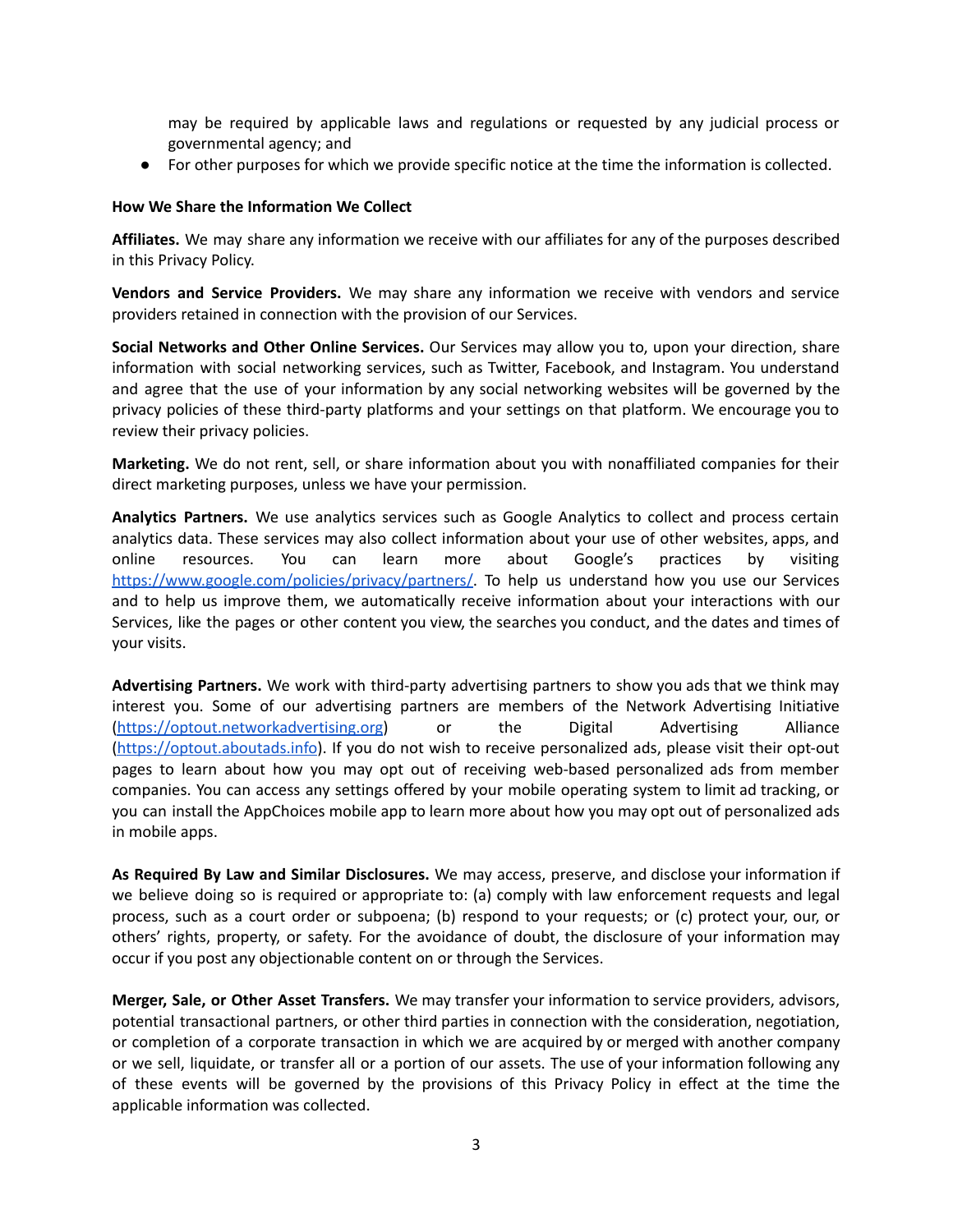may be required by applicable laws and regulations or requested by any judicial process or governmental agency; and

- For other purposes for which we provide specific notice at the time the information is collected.

**How We Share the Information We Collect**

**Affiliates.** We may share any information we receive with our affiliates for any of the purposes described in this Privacy Policy.

**Vendors and Service Providers.** We may share any information we receive with vendors and service providers retained in connection with the provision of our Services.

**Social Networks and Other Online Services.** Our Services may allow you to, upon your direction, share information with social networking services, such as Twitter, Facebook, and Instagram. You understand and agree that the use of your information by any social networking websites will be governed by the privacy policies of these third-party platforms and your settings on that platform. We encourage you to review their privacy policies.

**Marketing.** We do not rent, sell, or share information about you with nonaffiliated companies for their direct marketing purposes, unless we have your permission.

**Analytics Partners.** We use analytics services such as Google Analytics to collect and process certain analytics data. These services may also collect information about your use of other websites, apps, and online resources. You can learn more about Google's practices by visiting https://www.google.com/policies/privacy/partners/. To help us understand how you use our Services and to help us improve them, we automatically receive information about your interactions with our Services, like the pages or other content you view, the searches you conduct, and the dates and times of your visits.

**Advertising Partners.** We work with third-party advertising partners to show you ads that we think may interest you. Some of our advertising partners are members of the Network Advertising Initiative (https://optout.networkadvertising.org) or the Digital Advertising Alliance (https://optout.aboutads.info). If you do not wish to receive personalized ads, please visit their opt-out pages to learn about how you may opt out of receiving web-based personalized ads from member companies. You can access any settings offered by your mobile operating system to limit ad tracking, or you can install the AppChoices mobile app to learn more about how you may opt out of personalized ads in mobile apps.

**As Required By Law and Similar Disclosures.** We may access, preserve, and disclose your information if we believe doing so is required or appropriate to: (a) comply with law enforcement requests and legal process, such as a court order or subpoena; (b) respond to your requests; or (c) protect your, our, or others' rights, property, or safety. For the avoidance of doubt, the disclosure of your information may occur if you post any objectionable content on or through the Services.

**Merger, Sale, or Other Asset Transfers.** We may transfer your information to service providers, advisors, potential transactional partners, or other third parties in connection with the consideration, negotiation, or completion of a corporate transaction in which we are acquired by or merged with another company or we sell, liquidate, or transfer all or a portion of our assets. The use of your information following any of these events will be governed by the provisions of this Privacy Policy in effect at the time the applicable information was collected.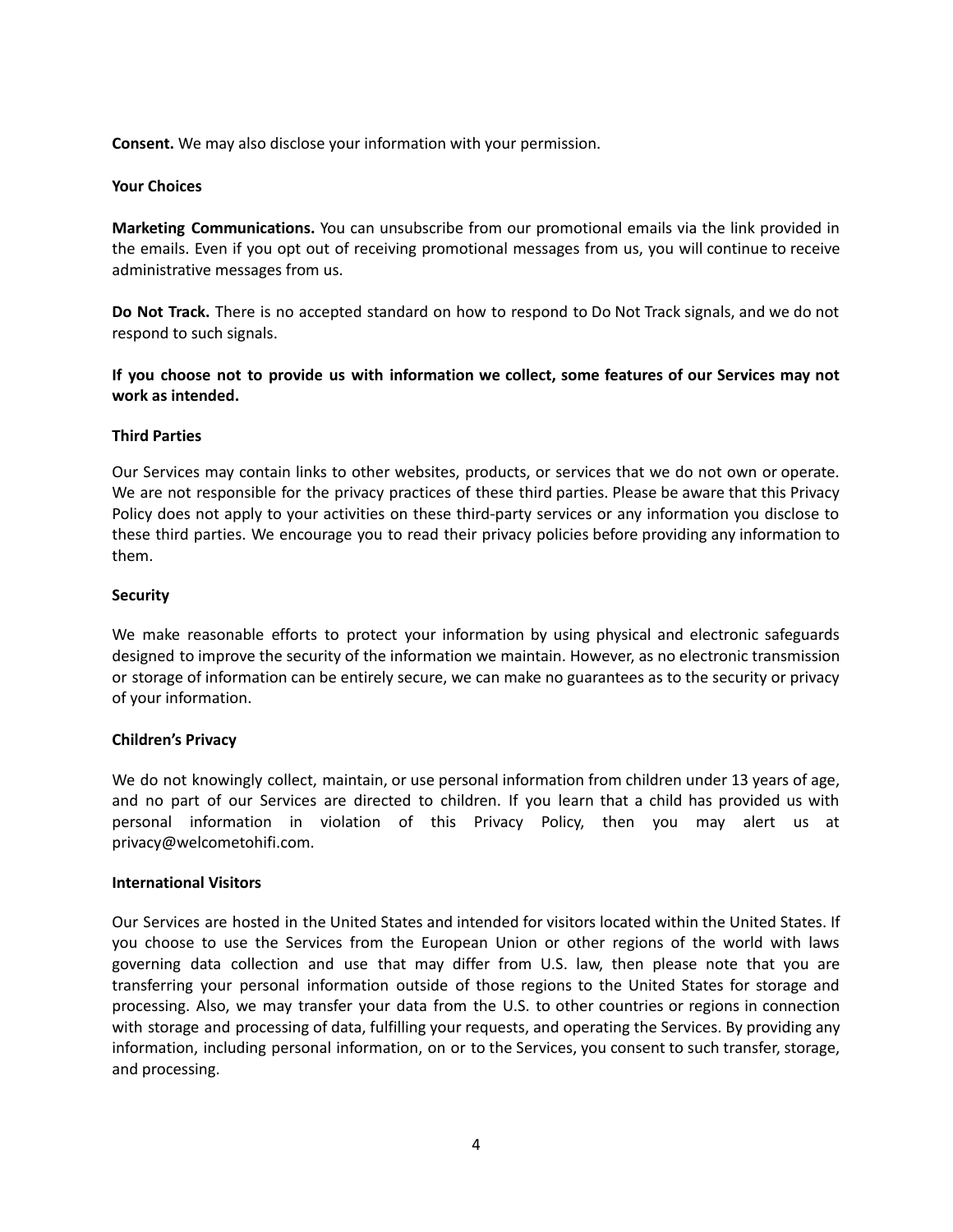**Consent.** We may also disclose your information with your permission.

### Your Choices

**Marketing Communications.** You can unsubscribe from our promotional emails via the link provided in the emails. Even if you opt out of receiving promotional messages from us, you will continue to receive administrative messages from us.

**Do Not Track.** There is no accepted standard on how to respond to Do Not Track signals, and we do not respond to such signals.

**If you choose not to provide us with information we collect, some features of our Services may not work as intended.**

### Third Parties

Our Services may contain links to other websites, products, or services that we do not own or operate. We are not responsible for the privacy practices of these third parties. Please be aware that this Privacy Policy does not apply to your activities on these third-party services or any information you disclose to these third parties. We encourage you to read their privacy policies before providing any information to them.

### Security

We make reasonable efforts to protect your information by using physical and electronic safeguards designed to improve the security of the information we maintain. However, as no electronic transmission or storage of information can be entirely secure, we can make no guarantees as to the security or privacy of your information.

### Children's Privacy

We do not knowingly collect, maintain, or use personal information from children under 13 years of age, and no part of our Services are directed to children. If you learn that a child has provided us with personal information in violation of this Privacy Policy, then you may alert us at privacy@welcometohifi.com.

### International Visitors

Our Services are hosted in the United States and intended for visitors located within the United States. If you choose to use the Services from the European Union or other regions of the world with laws governing data collection and use that may differ from U.S. law, then please note that you are transferring your personal information outside of those regions to the United States for storage and processing. Also, we may transfer your data from the U.S. to other countries or regions in connection with storage and processing of data, fulfilling your requests, and operating the Services. By providing any information, including personal information, on or to the Services, you consent to such transfer, storage, and processing.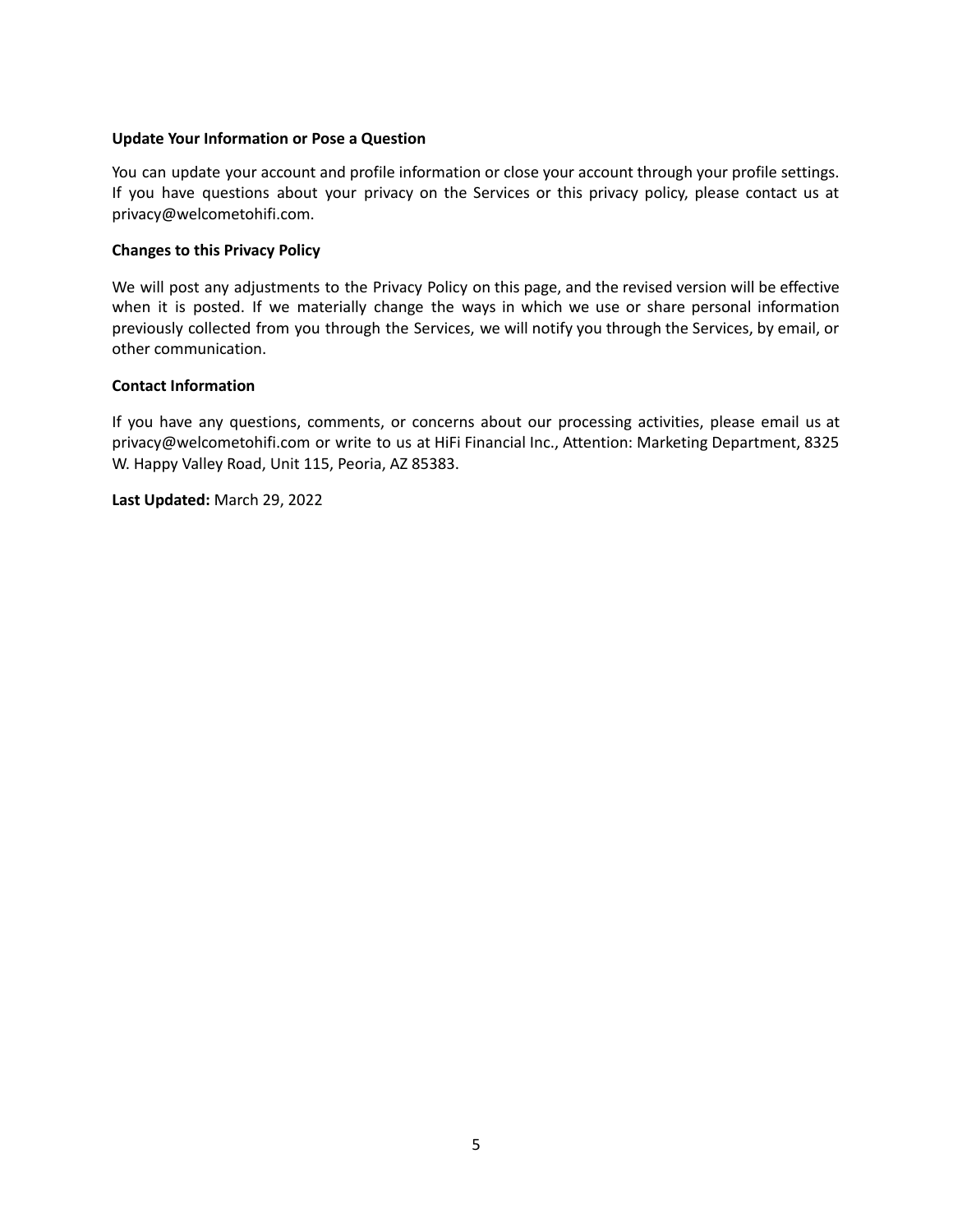**Update Your Information or Pose a Question**

You can update your account and profile information or close your account through your profile settings. If you have questions about your privacy on the Services or this privacy policy, please contact us at privacy@welcometohifi.com.

**Changes to this Privacy Policy**

We will post any adjustments to the Privacy Policy on this page, and the revised version will be effective when it is posted. If we materially change the ways in which we use or share personal information previously collected from you through the Services, we will notify you through the Services, by email, or other communication.

**Contact Information**

If you have any questions, comments, or concerns about our processing activities, please email us at privacy@welcometohifi.com or write to us at HiFi Financial Inc., Attention: Marketing Department, 8325 W. Happy Valley Road, Unit 115, Peoria, AZ 85383.

**Last Updated:** March 29, 2022